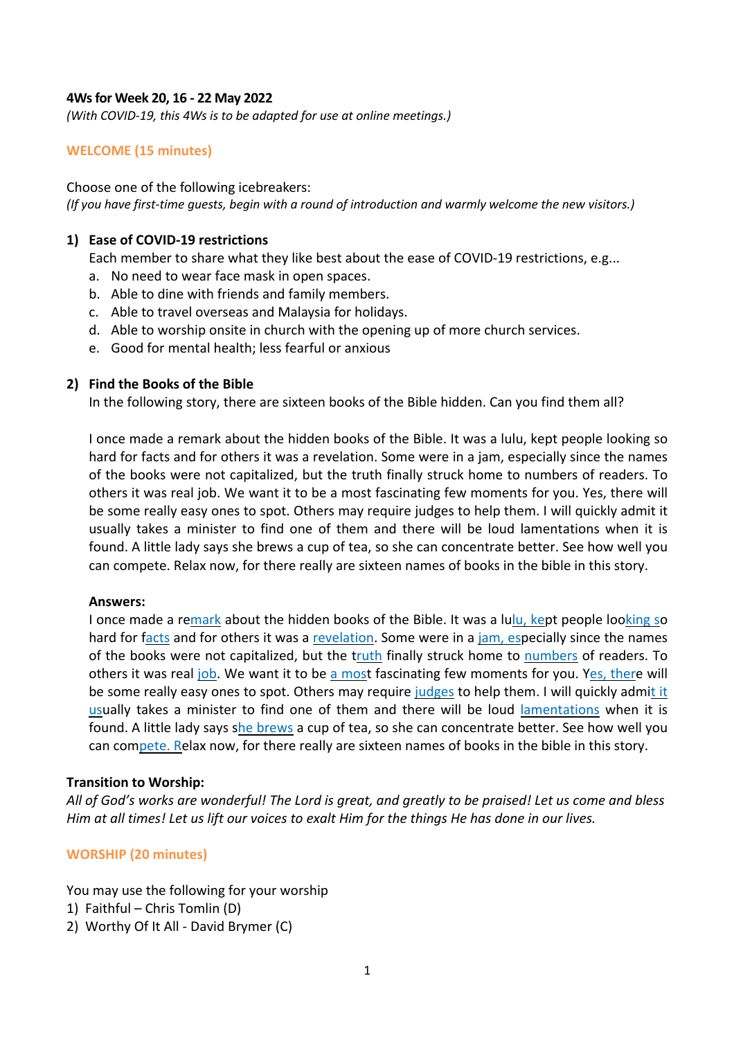**4Ws for Week 20, 16 - 22 May 2022**

*(With COVID-19, this 4Ws is to be adapted for use at online meetings.)*

## WELCOME (15 minutes)

Choose one of the following icebreakers:

*(If you have first-time guests, begin with a round of introduction and warmly welcome the new visitors.)*

### 1) Ease of COVID-19 restrictions

Each member to share what they like best about the ease of COVID-19 restrictions, e.g...

a. No need to wear face mask in open spaces.
b. Able to dine with friends and family members.
c. Able to travel overseas and Malaysia for holidays.
d. Able to worship onsite in church with the opening up of more church services.
e. Good for mental health; less fearful or anxious

### 2) Find the Books of the Bible

In the following story, there are sixteen books of the Bible hidden. Can you find them all?

I once made a remark about the hidden books of the Bible. It was a lulu, kept people looking so hard for facts and for others it was a revelation. Some were in a jam, especially since the names of the books were not capitalized, but the truth finally struck home to numbers of readers. To others it was real job. We want it to be a most fascinating few moments for you. Yes, there will be some really easy ones to spot. Others may require judges to help them. I will quickly admit it usually takes a minister to find one of them and there will be loud lamentations when it is found. A little lady says she brews a cup of tea, so she can concentrate better. See how well you can compete. Relax now, for there really are sixteen names of books in the bible in this story.

**Answers:**

I once made a re<u>mark</u> about the hidden books of the Bible. It was a lu<u>lu, ke</u>pt people loo<u>king s</u>o hard for f<u>acts</u> and for others it was a <u>revelation</u>. Some were in a <u>jam, es</u>pecially since the names of the books were not capitalized, but the t<u>ruth</u> finally struck home to <u>numbers</u> of readers. To others it was real <u>job</u>. We want it to be <u>a most</u> fascinating few moments for you. Y<u>es, ther</u>e will be some really easy ones to spot. Others may require <u>judges</u> to help them. I will quickly admi<u>t it us</u>ually takes a minister to find one of them and there will be loud <u>lamentations</u> when it is found. A little lady says s<u>he brews</u> a cup of tea, so she can concentrate better. See how well you can com<u>pete. R</u>elax now, for there really are sixteen names of books in the bible in this story.

**Transition to Worship:**

*All of God's works are wonderful! The Lord is great, and greatly to be praised! Let us come and bless Him at all times! Let us lift our voices to exalt Him for the things He has done in our lives.*

## WORSHIP (20 minutes)

You may use the following for your worship

1) Faithful – Chris Tomlin (D)
2) Worthy Of It All - David Brymer (C)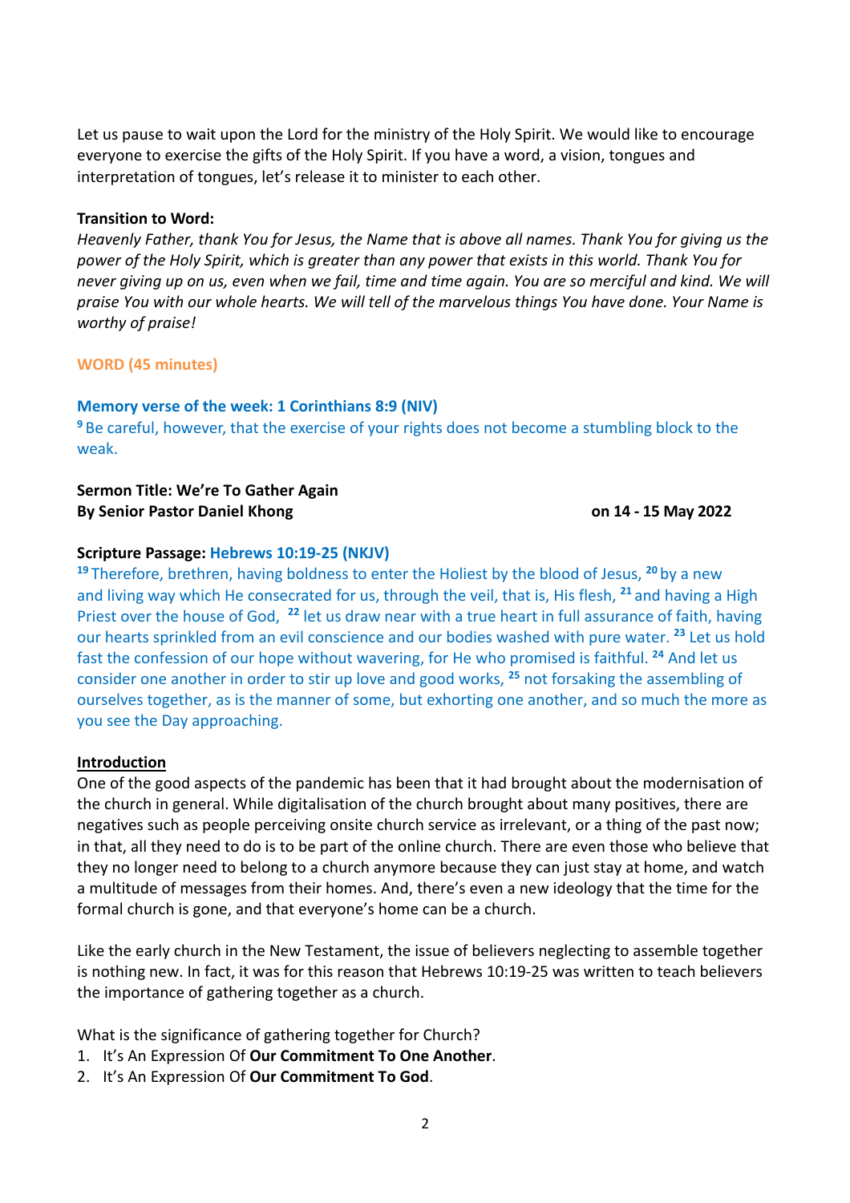Let us pause to wait upon the Lord for the ministry of the Holy Spirit. We would like to encourage everyone to exercise the gifts of the Holy Spirit. If you have a word, a vision, tongues and interpretation of tongues, let's release it to minister to each other.

**Transition to Word:**

*Heavenly Father, thank You for Jesus, the Name that is above all names. Thank You for giving us the power of the Holy Spirit, which is greater than any power that exists in this world. Thank You for never giving up on us, even when we fail, time and time again. You are so merciful and kind. We will praise You with our whole hearts. We will tell of the marvelous things You have done. Your Name is worthy of praise!*

**WORD (45 minutes)**

**Memory verse of the week: 1 Corinthians 8:9 (NIV)**

[9] Be careful, however, that the exercise of your rights does not become a stumbling block to the weak.

**Sermon Title: We're To Gather Again**
**By Senior Pastor Daniel Khong** on 14 - 15 May 2022

**Scripture Passage: Hebrews 10:19-25 (NKJV)**

[19] Therefore, brethren, having boldness to enter the Holiest by the blood of Jesus, [20] by a new and living way which He consecrated for us, through the veil, that is, His flesh, [21] and having a High Priest over the house of God, [22] let us draw near with a true heart in full assurance of faith, having our hearts sprinkled from an evil conscience and our bodies washed with pure water. [23] Let us hold fast the confession of our hope without wavering, for He who promised is faithful. [24] And let us consider one another in order to stir up love and good works, [25] not forsaking the assembling of ourselves together, as is the manner of some, but exhorting one another, and so much the more as you see the Day approaching.

**Introduction**

One of the good aspects of the pandemic has been that it had brought about the modernisation of the church in general. While digitalisation of the church brought about many positives, there are negatives such as people perceiving onsite church service as irrelevant, or a thing of the past now; in that, all they need to do is to be part of the online church. There are even those who believe that they no longer need to belong to a church anymore because they can just stay at home, and watch a multitude of messages from their homes. And, there's even a new ideology that the time for the formal church is gone, and that everyone's home can be a church.

Like the early church in the New Testament, the issue of believers neglecting to assemble together is nothing new. In fact, it was for this reason that Hebrews 10:19-25 was written to teach believers the importance of gathering together as a church.

What is the significance of gathering together for Church?

1. It's An Expression Of **Our Commitment To One Another**.
2. It's An Expression Of **Our Commitment To God**.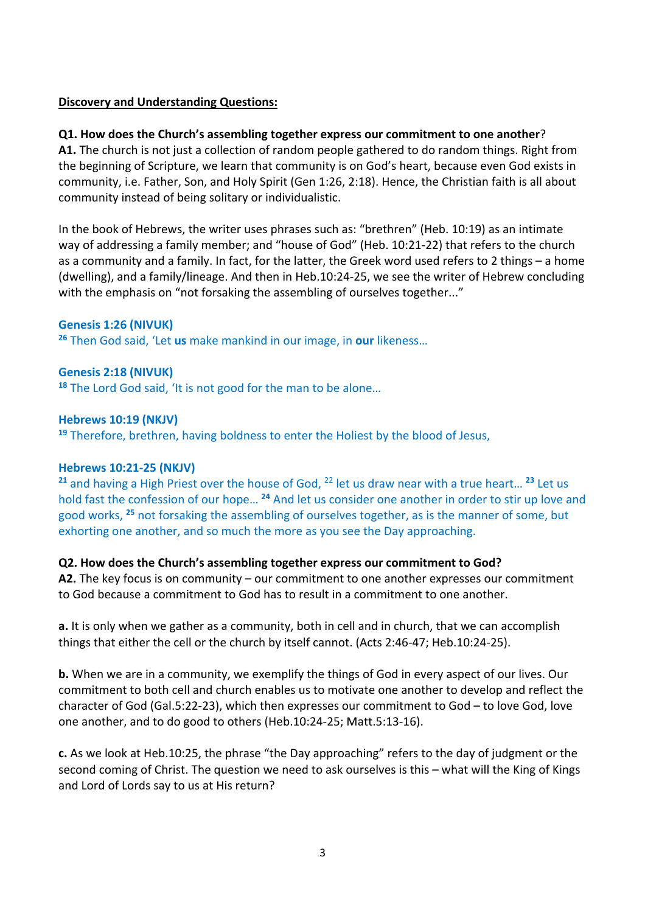**<u>Discovery and Understanding Questions:</u>**

**Q1. How does the Church's assembling together express our commitment to one another**?
**A1.** The church is not just a collection of random people gathered to do random things. Right from the beginning of Scripture, we learn that community is on God's heart, because even God exists in community, i.e. Father, Son, and Holy Spirit (Gen 1:26, 2:18). Hence, the Christian faith is all about community instead of being solitary or individualistic.

In the book of Hebrews, the writer uses phrases such as: "brethren" (Heb. 10:19) as an intimate way of addressing a family member; and "house of God" (Heb. 10:21-22) that refers to the church as a community and a family. In fact, for the latter, the Greek word used refers to 2 things – a home (dwelling), and a family/lineage. And then in Heb.10:24-25, we see the writer of Hebrew concluding with the emphasis on "not forsaking the assembling of ourselves together..."

**Genesis 1:26 (NIVUK)**
[26] Then God said, 'Let **us** make mankind in our image, in **our** likeness…

**Genesis 2:18 (NIVUK)**
[18] The Lord God said, 'It is not good for the man to be alone…

**Hebrews 10:19 (NKJV)**
[19] Therefore, brethren, having boldness to enter the Holiest by the blood of Jesus,

**Hebrews 10:21-25 (NKJV)**
[21] and having a High Priest over the house of God, [22] let us draw near with a true heart… [23] Let us hold fast the confession of our hope… [24] And let us consider one another in order to stir up love and good works, [25] not forsaking the assembling of ourselves together, as is the manner of some, but exhorting one another, and so much the more as you see the Day approaching.

**Q2. How does the Church's assembling together express our commitment to God?**
**A2.** The key focus is on community – our commitment to one another expresses our commitment to God because a commitment to God has to result in a commitment to one another.

**a.** It is only when we gather as a community, both in cell and in church, that we can accomplish things that either the cell or the church by itself cannot. (Acts 2:46-47; Heb.10:24-25).

**b.** When we are in a community, we exemplify the things of God in every aspect of our lives. Our commitment to both cell and church enables us to motivate one another to develop and reflect the character of God (Gal.5:22-23), which then expresses our commitment to God – to love God, love one another, and to do good to others (Heb.10:24-25; Matt.5:13-16).

**c.** As we look at Heb.10:25, the phrase "the Day approaching" refers to the day of judgment or the second coming of Christ. The question we need to ask ourselves is this – what will the King of Kings and Lord of Lords say to us at His return?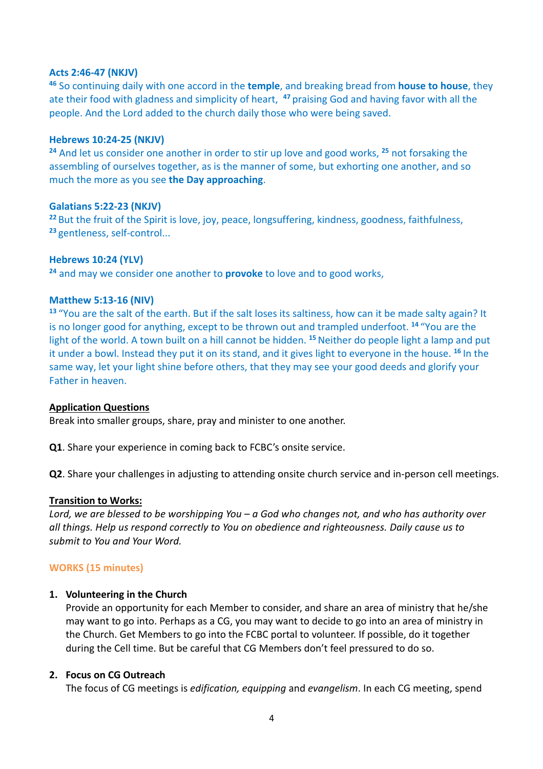**Acts 2:46-47 (NKJV)**

[46] So continuing daily with one accord in the **temple**, and breaking bread from **house to house**, they ate their food with gladness and simplicity of heart, [47] praising God and having favor with all the people. And the Lord added to the church daily those who were being saved.

**Hebrews 10:24-25 (NKJV)**

[24] And let us consider one another in order to stir up love and good works, [25] not forsaking the assembling of ourselves together, as is the manner of some, but exhorting one another, and so much the more as you see **the Day approaching**.

**Galatians 5:22-23 (NKJV)**

[22] But the fruit of the Spirit is love, joy, peace, longsuffering, kindness, goodness, faithfulness, [23] gentleness, self-control...

**Hebrews 10:24 (YLV)**

[24] and may we consider one another to **provoke** to love and to good works,

**Matthew 5:13-16 (NIV)**

[13] "You are the salt of the earth. But if the salt loses its saltiness, how can it be made salty again? It is no longer good for anything, except to be thrown out and trampled underfoot. [14] "You are the light of the world. A town built on a hill cannot be hidden. [15] Neither do people light a lamp and put it under a bowl. Instead they put it on its stand, and it gives light to everyone in the house. [16] In the same way, let your light shine before others, that they may see your good deeds and glorify your Father in heaven.

**Application Questions**

Break into smaller groups, share, pray and minister to one another.

**Q1**. Share your experience in coming back to FCBC's onsite service.

**Q2**. Share your challenges in adjusting to attending onsite church service and in-person cell meetings.

**Transition to Works:**

*Lord, we are blessed to be worshipping You – a God who changes not, and who has authority over all things. Help us respond correctly to You on obedience and righteousness. Daily cause us to submit to You and Your Word.*

**WORKS (15 minutes)**

1. **Volunteering in the Church**
   Provide an opportunity for each Member to consider, and share an area of ministry that he/she may want to go into. Perhaps as a CG, you may want to decide to go into an area of ministry in the Church. Get Members to go into the FCBC portal to volunteer. If possible, do it together during the Cell time. But be careful that CG Members don't feel pressured to do so.

2. **Focus on CG Outreach**
   The focus of CG meetings is *edification, equipping* and *evangelism*. In each CG meeting, spend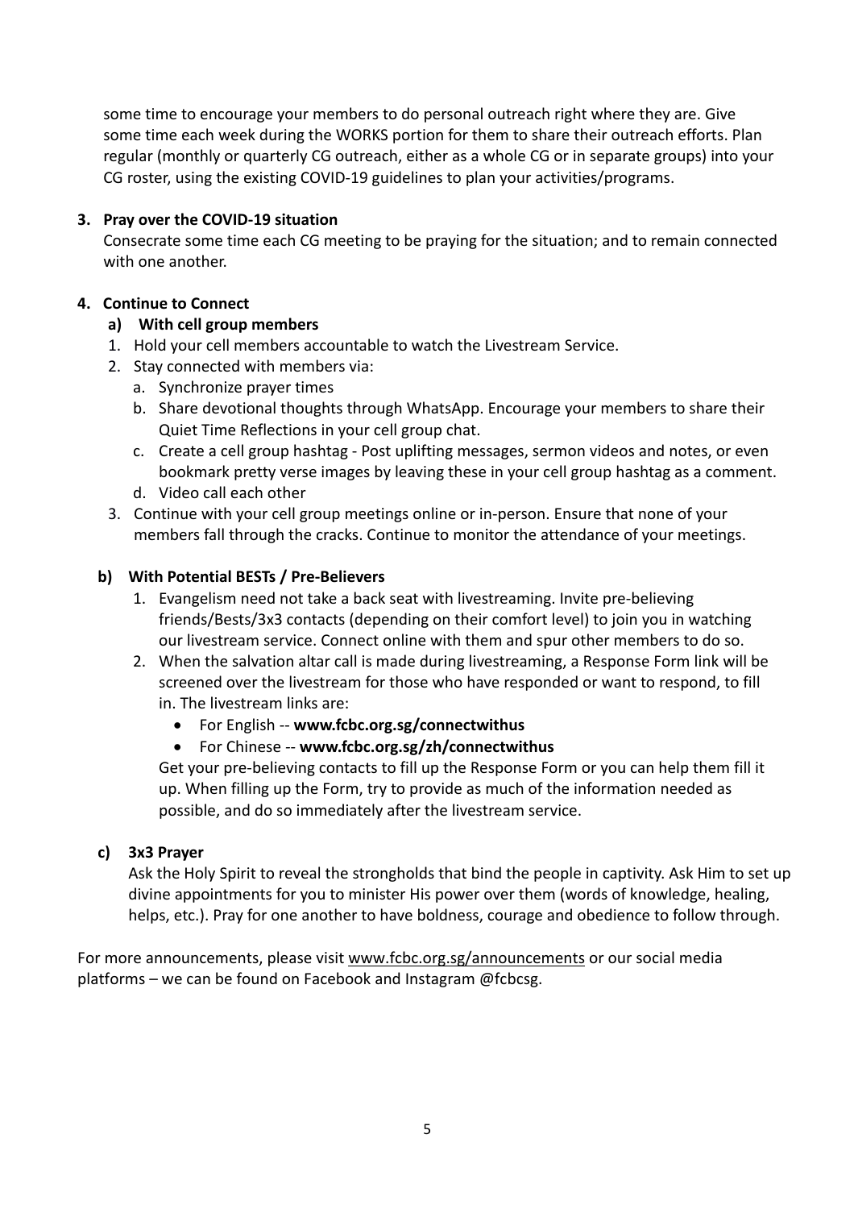some time to encourage your members to do personal outreach right where they are. Give some time each week during the WORKS portion for them to share their outreach efforts. Plan regular (monthly or quarterly CG outreach, either as a whole CG or in separate groups) into your CG roster, using the existing COVID-19 guidelines to plan your activities/programs.

3. **Pray over the COVID-19 situation**
   Consecrate some time each CG meeting to be praying for the situation; and to remain connected with one another.

4. **Continue to Connect**

   **a) With cell group members**

   1. Hold your cell members accountable to watch the Livestream Service.
   2. Stay connected with members via:
      a. Synchronize prayer times
      b. Share devotional thoughts through WhatsApp. Encourage your members to share their Quiet Time Reflections in your cell group chat.
      c. Create a cell group hashtag - Post uplifting messages, sermon videos and notes, or even bookmark pretty verse images by leaving these in your cell group hashtag as a comment.
      d. Video call each other
   3. Continue with your cell group meetings online or in-person. Ensure that none of your members fall through the cracks. Continue to monitor the attendance of your meetings.

   **b) With Potential BESTs / Pre-Believers**

   1. Evangelism need not take a back seat with livestreaming. Invite pre-believing friends/Bests/3x3 contacts (depending on their comfort level) to join you in watching our livestream service. Connect online with them and spur other members to do so.
   2. When the salvation altar call is made during livestreaming, a Response Form link will be screened over the livestream for those who have responded or want to respond, to fill in. The livestream links are:
      - For English -- **www.fcbc.org.sg/connectwithus**
      - For Chinese -- **www.fcbc.org.sg/zh/connectwithus**

      Get your pre-believing contacts to fill up the Response Form or you can help them fill it up. When filling up the Form, try to provide as much of the information needed as possible, and do so immediately after the livestream service.

   **c) 3x3 Prayer**

   Ask the Holy Spirit to reveal the strongholds that bind the people in captivity. Ask Him to set up divine appointments for you to minister His power over them (words of knowledge, healing, helps, etc.). Pray for one another to have boldness, courage and obedience to follow through.

For more announcements, please visit www.fcbc.org.sg/announcements or our social media platforms – we can be found on Facebook and Instagram @fcbcsg.